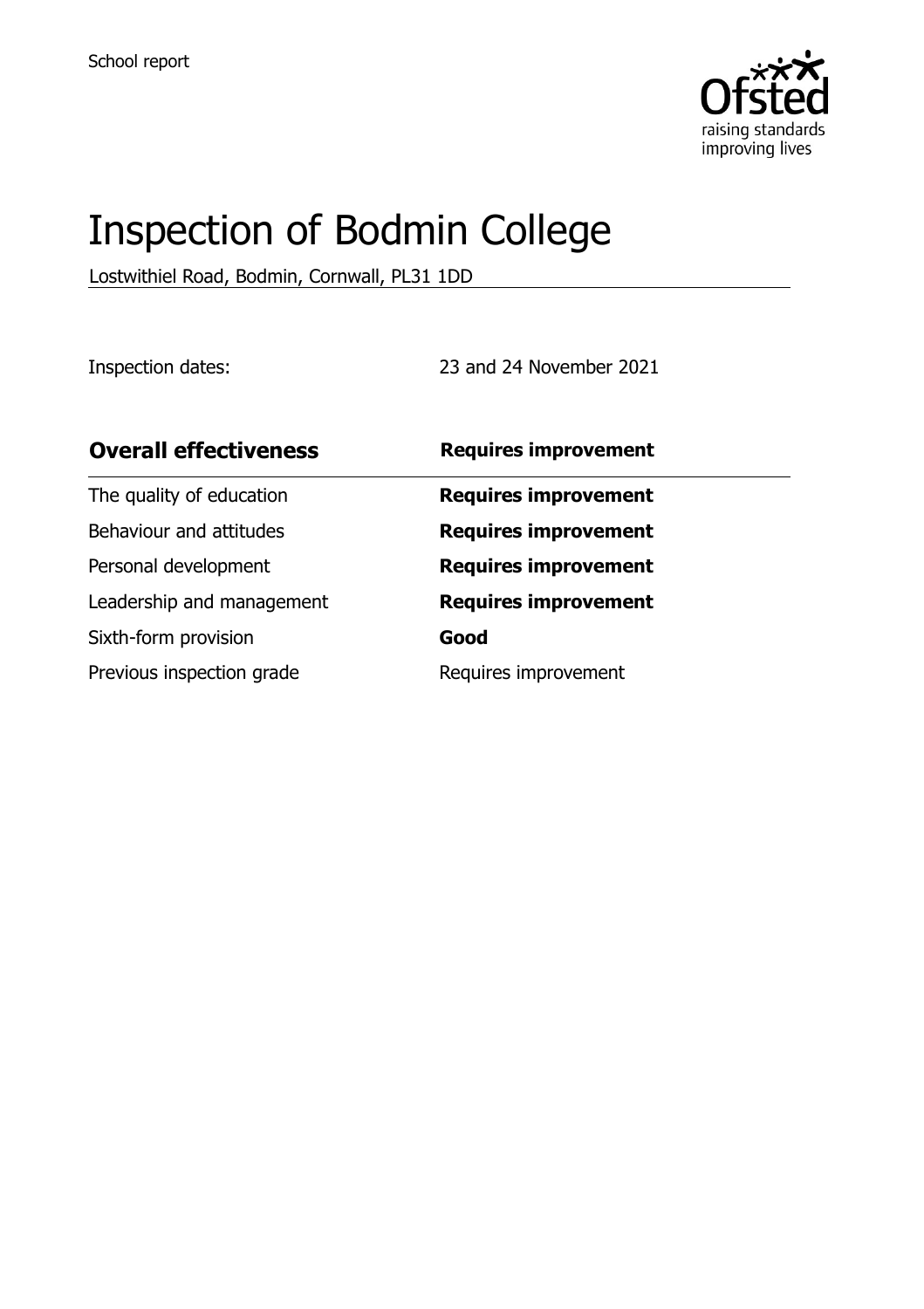School report

# Inspection of Bodmin College

Lostwithiel Road, Bodmin, Cornwall, PL31 1DD

Inspection dates: 23 and 24 November 2021

| **Overall effectiveness** | **Requires improvement** |
| --- | --- |
| The quality of education | **Requires improvement** |
| Behaviour and attitudes | **Requires improvement** |
| Personal development | **Requires improvement** |
| Leadership and management | **Requires improvement** |
| Sixth-form provision | **Good** |
| Previous inspection grade | Requires improvement |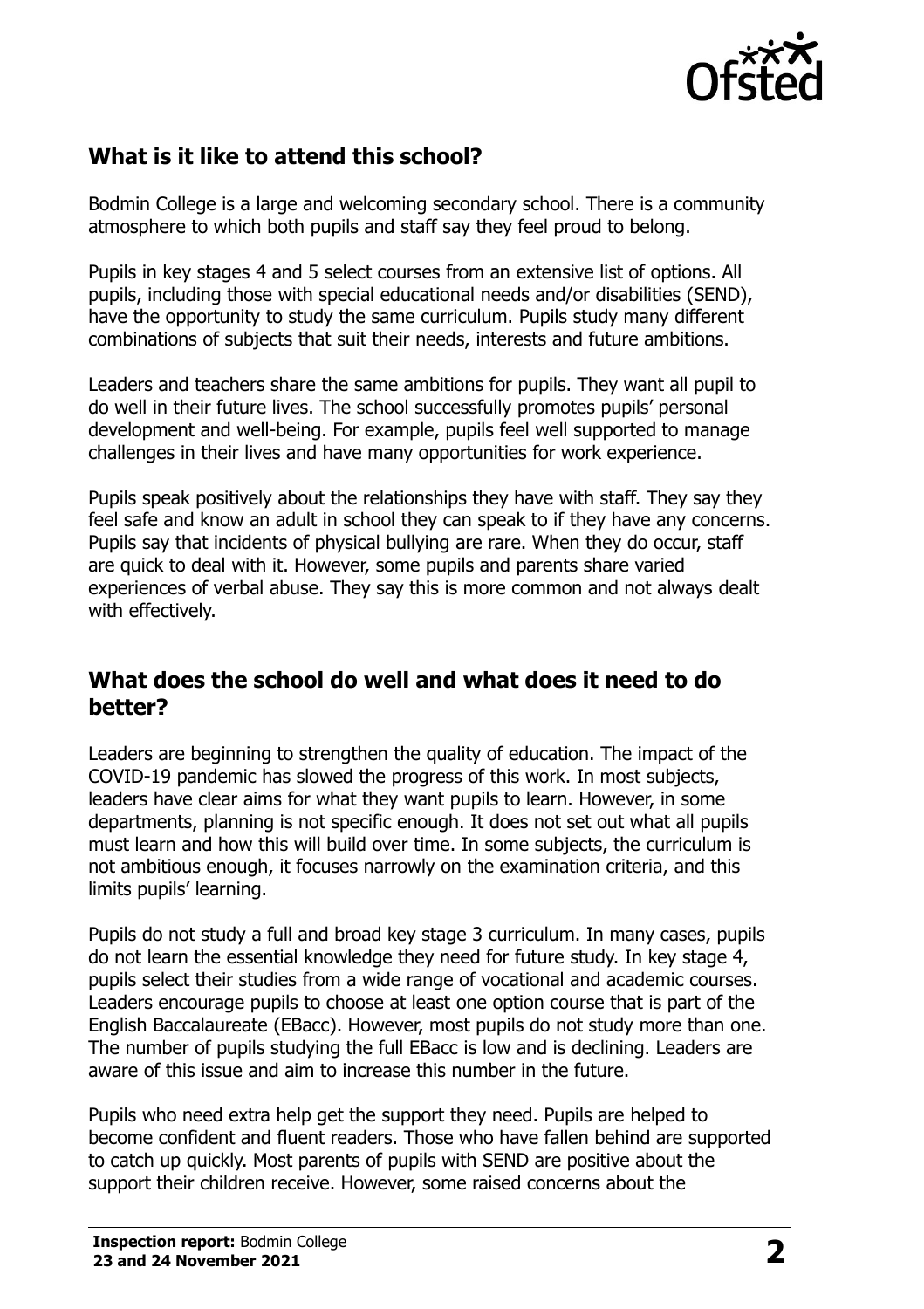## What is it like to attend this school?

Bodmin College is a large and welcoming secondary school. There is a community atmosphere to which both pupils and staff say they feel proud to belong.

Pupils in key stages 4 and 5 select courses from an extensive list of options. All pupils, including those with special educational needs and/or disabilities (SEND), have the opportunity to study the same curriculum. Pupils study many different combinations of subjects that suit their needs, interests and future ambitions.

Leaders and teachers share the same ambitions for pupils. They want all pupil to do well in their future lives. The school successfully promotes pupils' personal development and well-being. For example, pupils feel well supported to manage challenges in their lives and have many opportunities for work experience.

Pupils speak positively about the relationships they have with staff. They say they feel safe and know an adult in school they can speak to if they have any concerns. Pupils say that incidents of physical bullying are rare. When they do occur, staff are quick to deal with it. However, some pupils and parents share varied experiences of verbal abuse. They say this is more common and not always dealt with effectively.

## What does the school do well and what does it need to do better?

Leaders are beginning to strengthen the quality of education. The impact of the COVID-19 pandemic has slowed the progress of this work. In most subjects, leaders have clear aims for what they want pupils to learn. However, in some departments, planning is not specific enough. It does not set out what all pupils must learn and how this will build over time. In some subjects, the curriculum is not ambitious enough, it focuses narrowly on the examination criteria, and this limits pupils' learning.

Pupils do not study a full and broad key stage 3 curriculum. In many cases, pupils do not learn the essential knowledge they need for future study. In key stage 4, pupils select their studies from a wide range of vocational and academic courses. Leaders encourage pupils to choose at least one option course that is part of the English Baccalaureate (EBacc). However, most pupils do not study more than one. The number of pupils studying the full EBacc is low and is declining. Leaders are aware of this issue and aim to increase this number in the future.

Pupils who need extra help get the support they need. Pupils are helped to become confident and fluent readers. Those who have fallen behind are supported to catch up quickly. Most parents of pupils with SEND are positive about the support their children receive. However, some raised concerns about the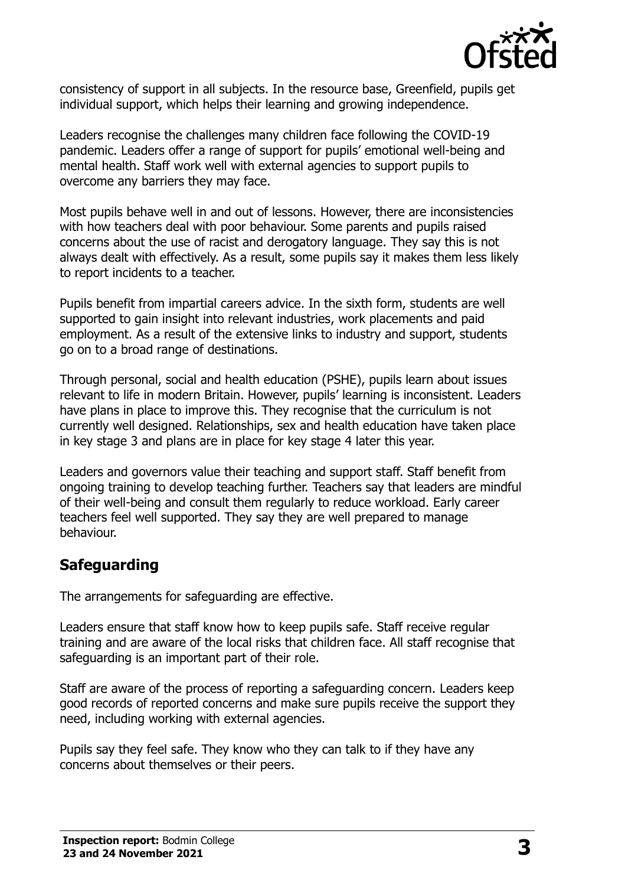consistency of support in all subjects. In the resource base, Greenfield, pupils get individual support, which helps their learning and growing independence.

Leaders recognise the challenges many children face following the COVID-19 pandemic. Leaders offer a range of support for pupils' emotional well-being and mental health. Staff work well with external agencies to support pupils to overcome any barriers they may face.

Most pupils behave well in and out of lessons. However, there are inconsistencies with how teachers deal with poor behaviour. Some parents and pupils raised concerns about the use of racist and derogatory language. They say this is not always dealt with effectively. As a result, some pupils say it makes them less likely to report incidents to a teacher.

Pupils benefit from impartial careers advice. In the sixth form, students are well supported to gain insight into relevant industries, work placements and paid employment. As a result of the extensive links to industry and support, students go on to a broad range of destinations.

Through personal, social and health education (PSHE), pupils learn about issues relevant to life in modern Britain. However, pupils' learning is inconsistent. Leaders have plans in place to improve this. They recognise that the curriculum is not currently well designed. Relationships, sex and health education have taken place in key stage 3 and plans are in place for key stage 4 later this year.

Leaders and governors value their teaching and support staff. Staff benefit from ongoing training to develop teaching further. Teachers say that leaders are mindful of their well-being and consult them regularly to reduce workload. Early career teachers feel well supported. They say they are well prepared to manage behaviour.

## Safeguarding

The arrangements for safeguarding are effective.

Leaders ensure that staff know how to keep pupils safe. Staff receive regular training and are aware of the local risks that children face. All staff recognise that safeguarding is an important part of their role.

Staff are aware of the process of reporting a safeguarding concern. Leaders keep good records of reported concerns and make sure pupils receive the support they need, including working with external agencies.

Pupils say they feel safe. They know who they can talk to if they have any concerns about themselves or their peers.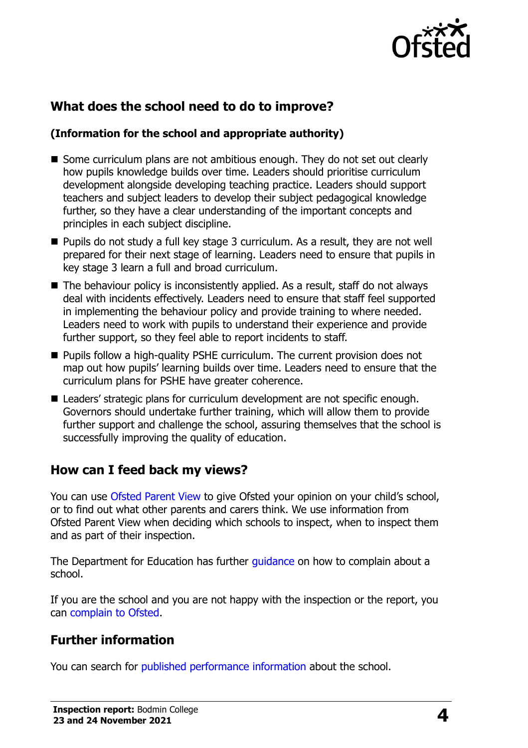## What does the school need to do to improve?

**(Information for the school and appropriate authority)**

- Some curriculum plans are not ambitious enough. They do not set out clearly how pupils knowledge builds over time. Leaders should prioritise curriculum development alongside developing teaching practice. Leaders should support teachers and subject leaders to develop their subject pedagogical knowledge further, so they have a clear understanding of the important concepts and principles in each subject discipline.
- Pupils do not study a full key stage 3 curriculum. As a result, they are not well prepared for their next stage of learning. Leaders need to ensure that pupils in key stage 3 learn a full and broad curriculum.
- The behaviour policy is inconsistently applied. As a result, staff do not always deal with incidents effectively. Leaders need to ensure that staff feel supported in implementing the behaviour policy and provide training to where needed. Leaders need to work with pupils to understand their experience and provide further support, so they feel able to report incidents to staff.
- Pupils follow a high-quality PSHE curriculum. The current provision does not map out how pupils' learning builds over time. Leaders need to ensure that the curriculum plans for PSHE have greater coherence.
- Leaders' strategic plans for curriculum development are not specific enough. Governors should undertake further training, which will allow them to provide further support and challenge the school, assuring themselves that the school is successfully improving the quality of education.

## How can I feed back my views?

You can use Ofsted Parent View to give Ofsted your opinion on your child's school, or to find out what other parents and carers think. We use information from Ofsted Parent View when deciding which schools to inspect, when to inspect them and as part of their inspection.

The Department for Education has further guidance on how to complain about a school.

If you are the school and you are not happy with the inspection or the report, you can complain to Ofsted.

## Further information

You can search for published performance information about the school.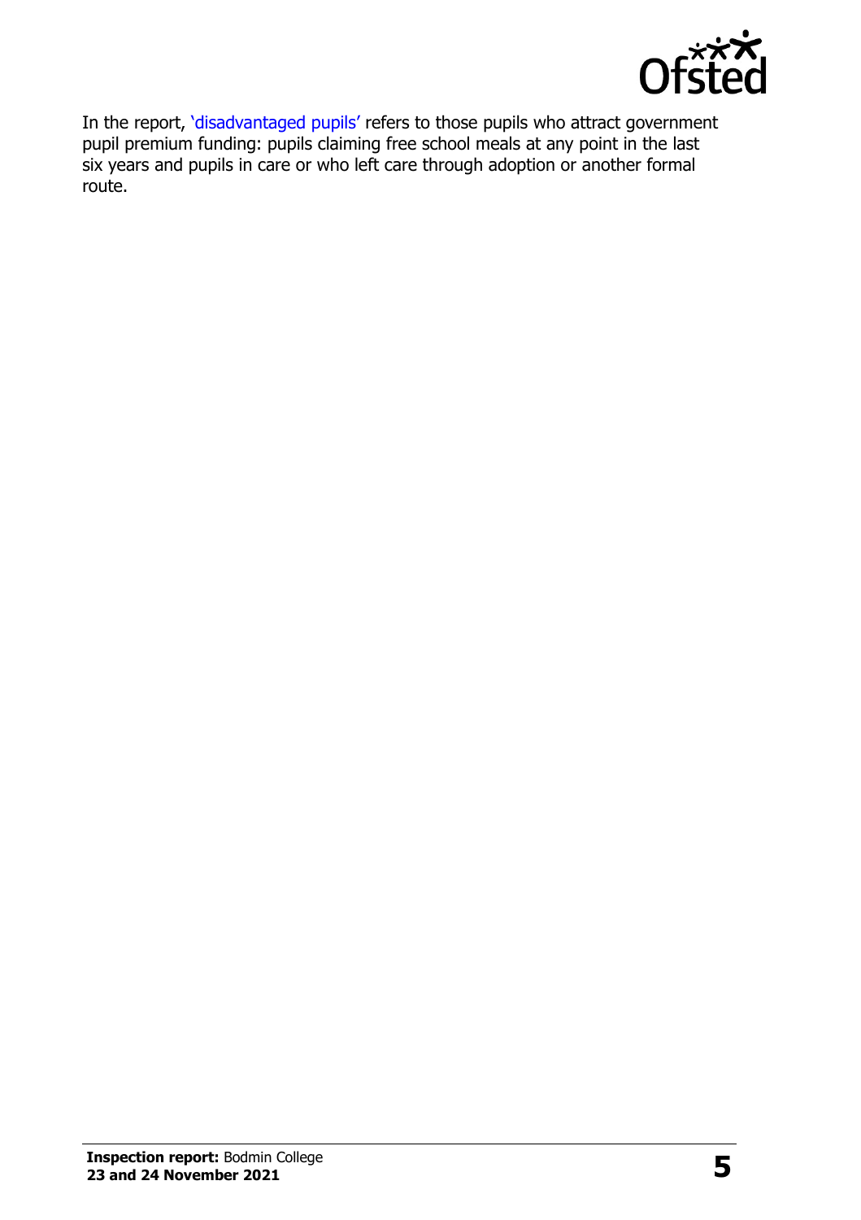In the report, 'disadvantaged pupils' refers to those pupils who attract government pupil premium funding: pupils claiming free school meals at any point in the last six years and pupils in care or who left care through adoption or another formal route.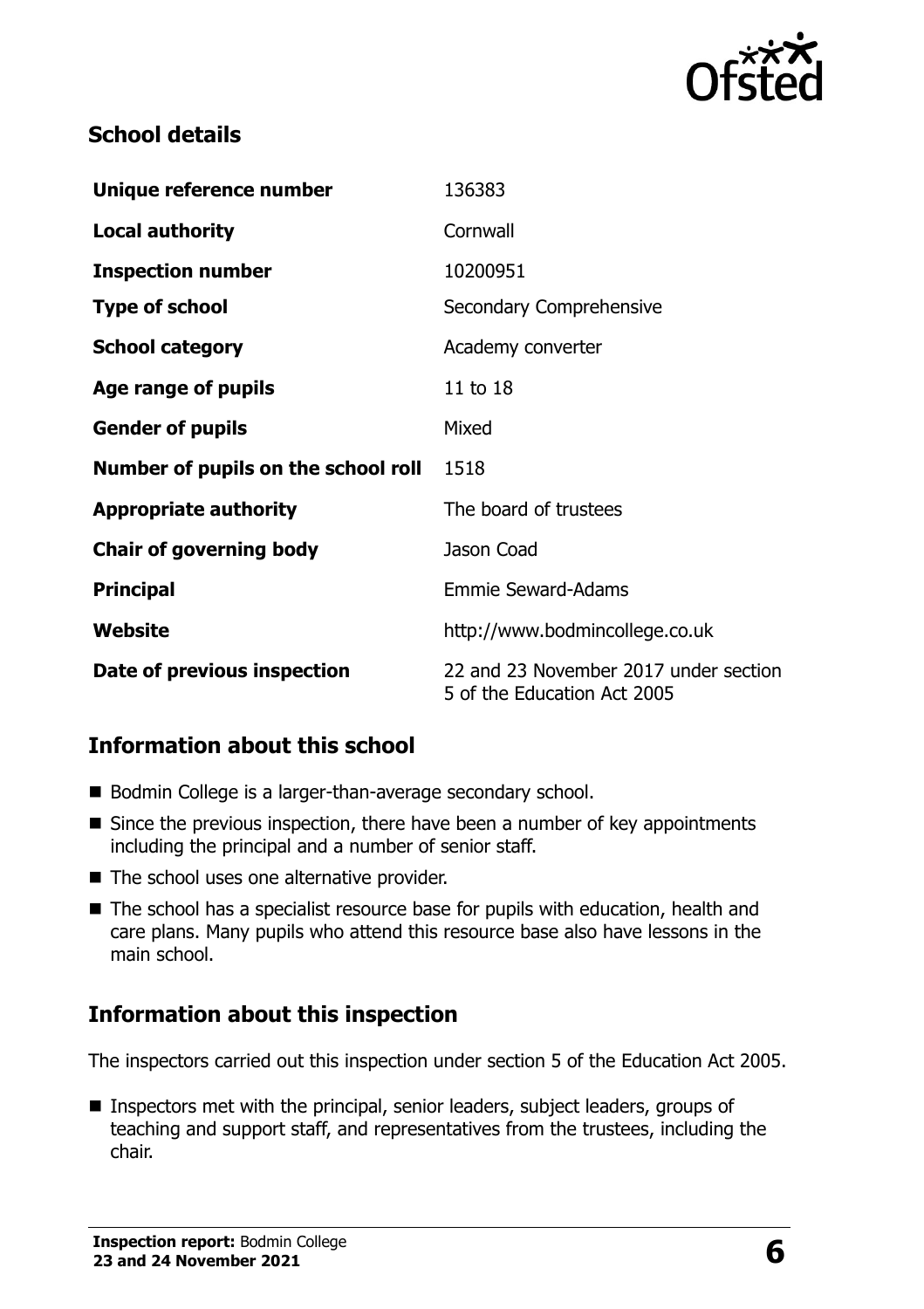## School details

| | |
|---|---|
| **Unique reference number** | 136383 |
| **Local authority** | Cornwall |
| **Inspection number** | 10200951 |
| **Type of school** | Secondary Comprehensive |
| **School category** | Academy converter |
| **Age range of pupils** | 11 to 18 |
| **Gender of pupils** | Mixed |
| **Number of pupils on the school roll** | 1518 |
| **Appropriate authority** | The board of trustees |
| **Chair of governing body** | Jason Coad |
| **Principal** | Emmie Seward-Adams |
| **Website** | http://www.bodmincollege.co.uk |
| **Date of previous inspection** | 22 and 23 November 2017 under section 5 of the Education Act 2005 |

## Information about this school

- Bodmin College is a larger-than-average secondary school.
- Since the previous inspection, there have been a number of key appointments including the principal and a number of senior staff.
- The school uses one alternative provider.
- The school has a specialist resource base for pupils with education, health and care plans. Many pupils who attend this resource base also have lessons in the main school.

## Information about this inspection

The inspectors carried out this inspection under section 5 of the Education Act 2005.

- Inspectors met with the principal, senior leaders, subject leaders, groups of teaching and support staff, and representatives from the trustees, including the chair.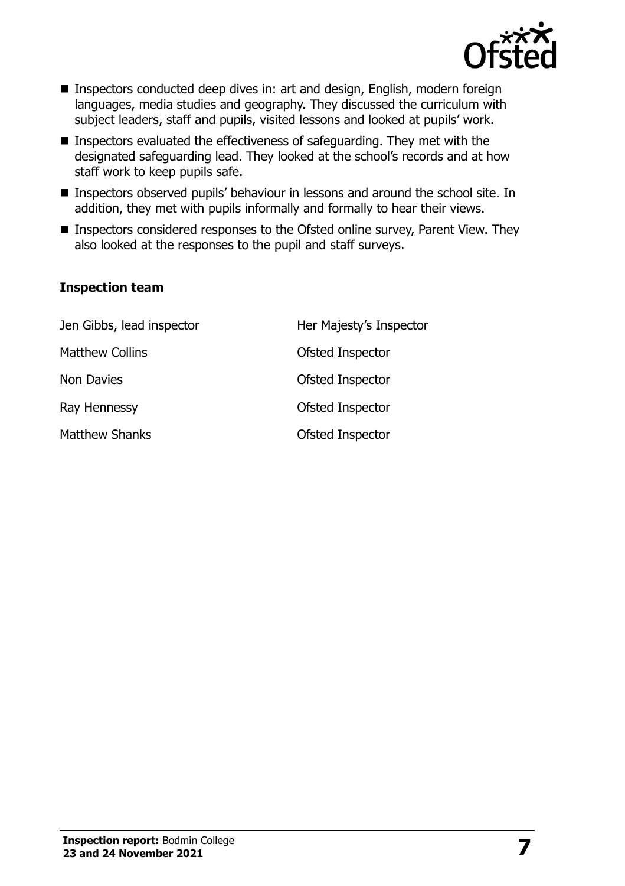- Inspectors conducted deep dives in: art and design, English, modern foreign languages, media studies and geography. They discussed the curriculum with subject leaders, staff and pupils, visited lessons and looked at pupils' work.
- Inspectors evaluated the effectiveness of safeguarding. They met with the designated safeguarding lead. They looked at the school's records and at how staff work to keep pupils safe.
- Inspectors observed pupils' behaviour in lessons and around the school site. In addition, they met with pupils informally and formally to hear their views.
- Inspectors considered responses to the Ofsted online survey, Parent View. They also looked at the responses to the pupil and staff surveys.

### Inspection team

| | |
|---|---|
| Jen Gibbs, lead inspector | Her Majesty's Inspector |
| Matthew Collins | Ofsted Inspector |
| Non Davies | Ofsted Inspector |
| Ray Hennessy | Ofsted Inspector |
| Matthew Shanks | Ofsted Inspector |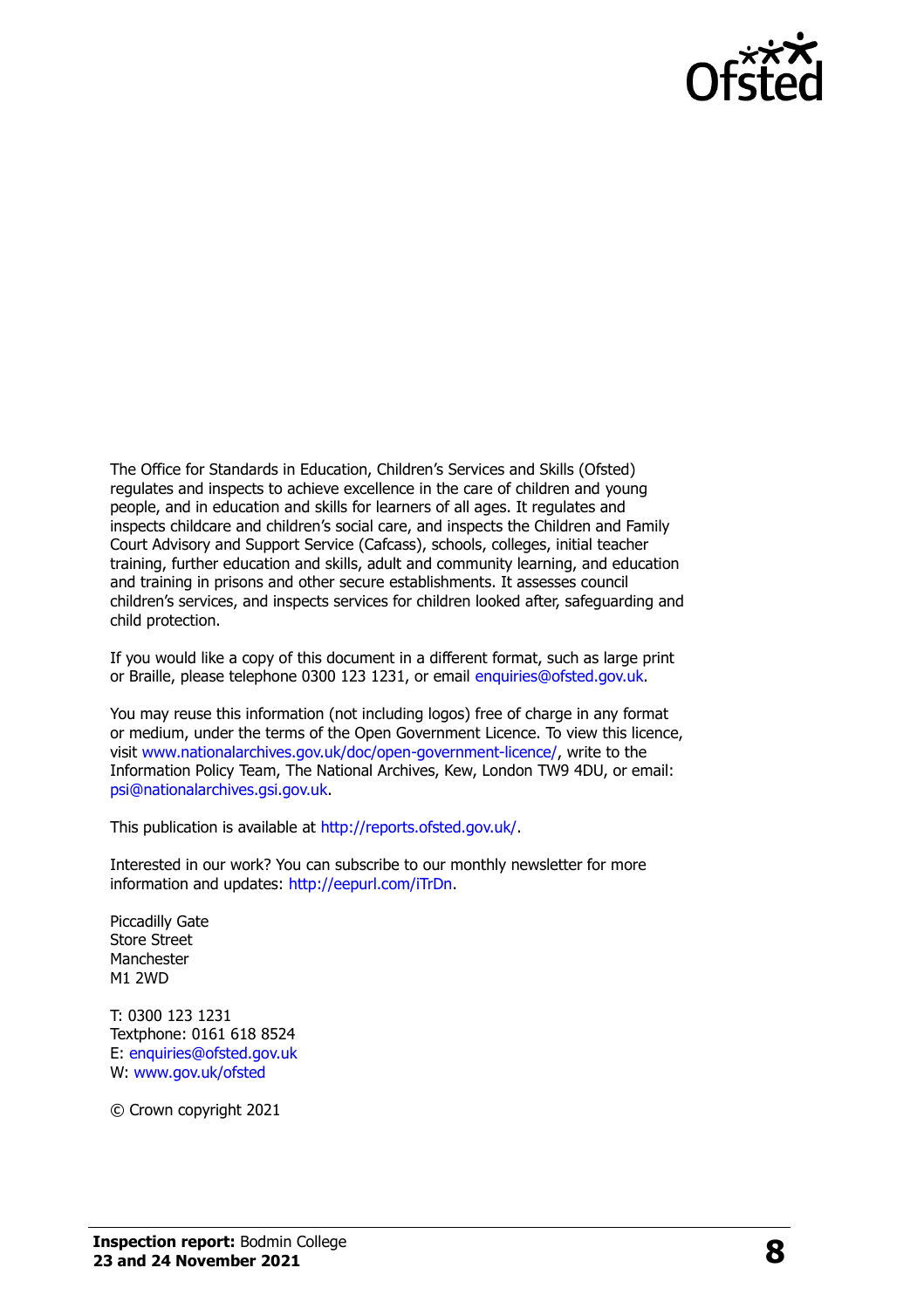The Office for Standards in Education, Children's Services and Skills (Ofsted) regulates and inspects to achieve excellence in the care of children and young people, and in education and skills for learners of all ages. It regulates and inspects childcare and children's social care, and inspects the Children and Family Court Advisory and Support Service (Cafcass), schools, colleges, initial teacher training, further education and skills, adult and community learning, and education and training in prisons and other secure establishments. It assesses council children's services, and inspects services for children looked after, safeguarding and child protection.

If you would like a copy of this document in a different format, such as large print or Braille, please telephone 0300 123 1231, or email enquiries@ofsted.gov.uk.

You may reuse this information (not including logos) free of charge in any format or medium, under the terms of the Open Government Licence. To view this licence, visit www.nationalarchives.gov.uk/doc/open-government-licence/, write to the Information Policy Team, The National Archives, Kew, London TW9 4DU, or email: psi@nationalarchives.gsi.gov.uk.

This publication is available at http://reports.ofsted.gov.uk/.

Interested in our work? You can subscribe to our monthly newsletter for more information and updates: http://eepurl.com/iTrDn.

Piccadilly Gate
Store Street
Manchester
M1 2WD

T: 0300 123 1231
Textphone: 0161 618 8524
E: enquiries@ofsted.gov.uk
W: www.gov.uk/ofsted

© Crown copyright 2021